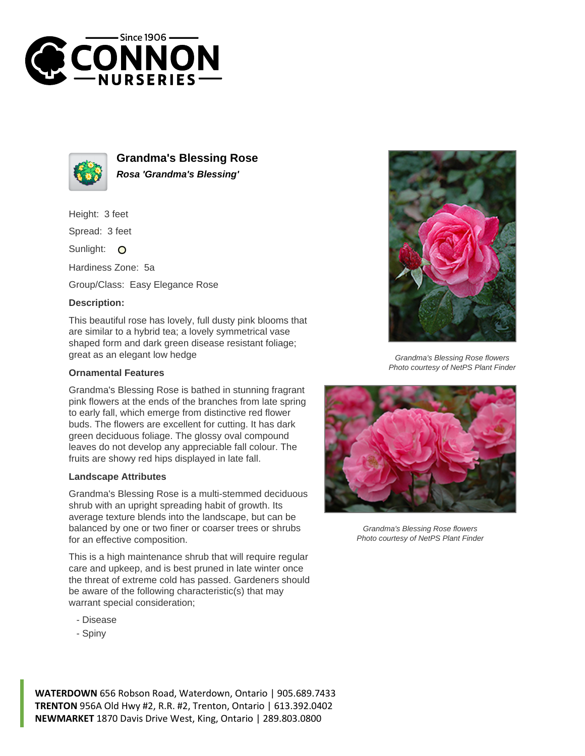# Grandma's Blessing Rose

***Rosa 'Grandma's Blessing'***

Height: 3 feet

Spread: 3 feet

Sunlight: O

Hardiness Zone: 5a

Group/Class: Easy Elegance Rose

**Description:**

This beautiful rose has lovely, full dusty pink blooms that are similar to a hybrid tea; a lovely symmetrical vase shaped form and dark green disease resistant foliage; great as an elegant low hedge

### Ornamental Features

Grandma's Blessing Rose is bathed in stunning fragrant pink flowers at the ends of the branches from late spring to early fall, which emerge from distinctive red flower buds. The flowers are excellent for cutting. It has dark green deciduous foliage. The glossy oval compound leaves do not develop any appreciable fall colour. The fruits are showy red hips displayed in late fall.

### Landscape Attributes

Grandma's Blessing Rose is a multi-stemmed deciduous shrub with an upright spreading habit of growth. Its average texture blends into the landscape, but can be balanced by one or two finer or coarser trees or shrubs for an effective composition.

This is a high maintenance shrub that will require regular care and upkeep, and is best pruned in late winter once the threat of extreme cold has passed. Gardeners should be aware of the following characteristic(s) that may warrant special consideration;

- Disease
- Spiny

*Grandma's Blessing Rose flowers*
*Photo courtesy of NetPS Plant Finder*

*Grandma's Blessing Rose flowers*
*Photo courtesy of NetPS Plant Finder*

**WATERDOWN** 656 Robson Road, Waterdown, Ontario | 905.689.7433
**TRENTON** 956A Old Hwy #2, R.R. #2, Trenton, Ontario | 613.392.0402
**NEWMARKET** 1870 Davis Drive West, King, Ontario | 289.803.0800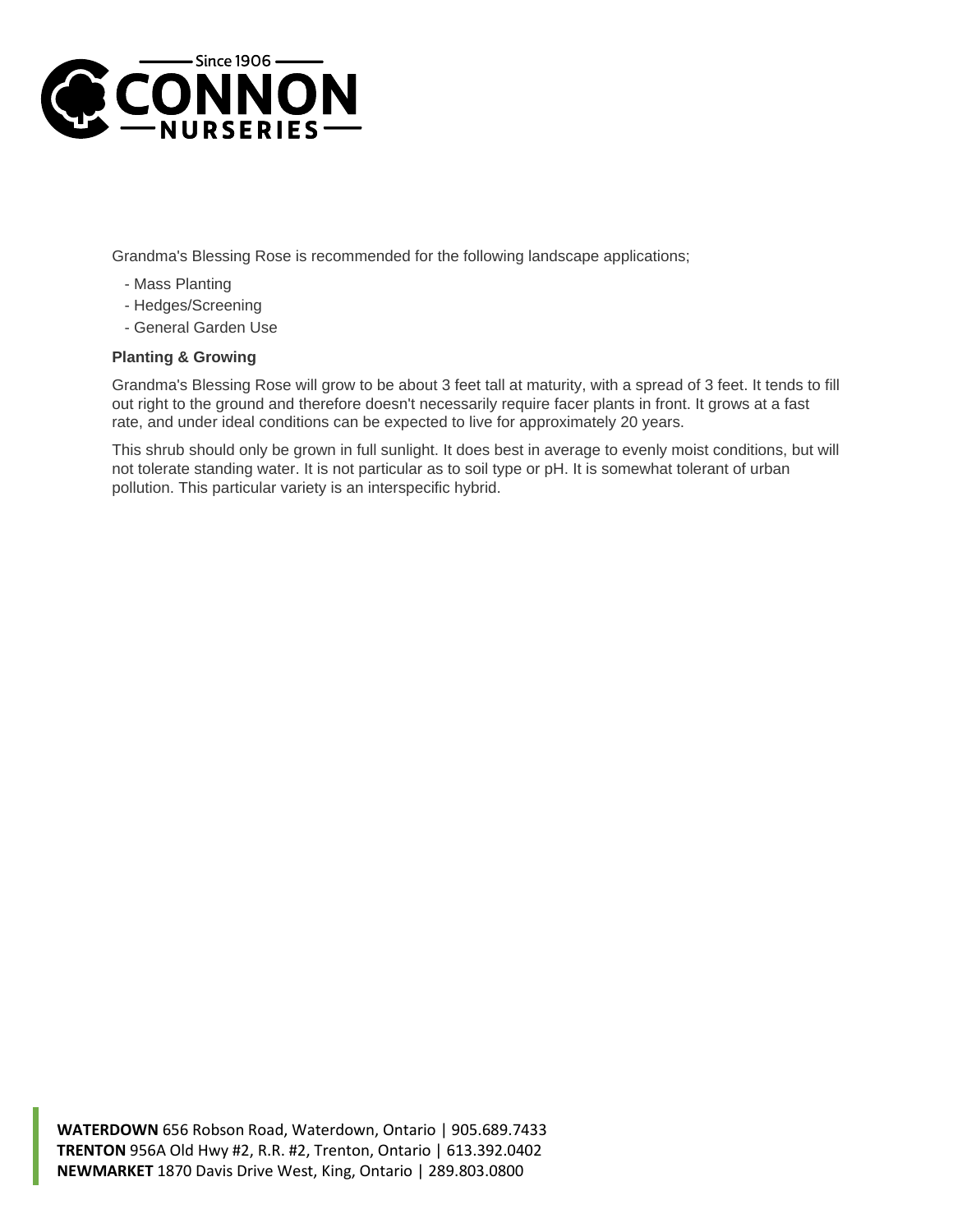Grandma's Blessing Rose is recommended for the following landscape applications;

- Mass Planting
- Hedges/Screening
- General Garden Use

**Planting & Growing**

Grandma's Blessing Rose will grow to be about 3 feet tall at maturity, with a spread of 3 feet. It tends to fill out right to the ground and therefore doesn't necessarily require facer plants in front. It grows at a fast rate, and under ideal conditions can be expected to live for approximately 20 years.

This shrub should only be grown in full sunlight. It does best in average to evenly moist conditions, but will not tolerate standing water. It is not particular as to soil type or pH. It is somewhat tolerant of urban pollution. This particular variety is an interspecific hybrid.